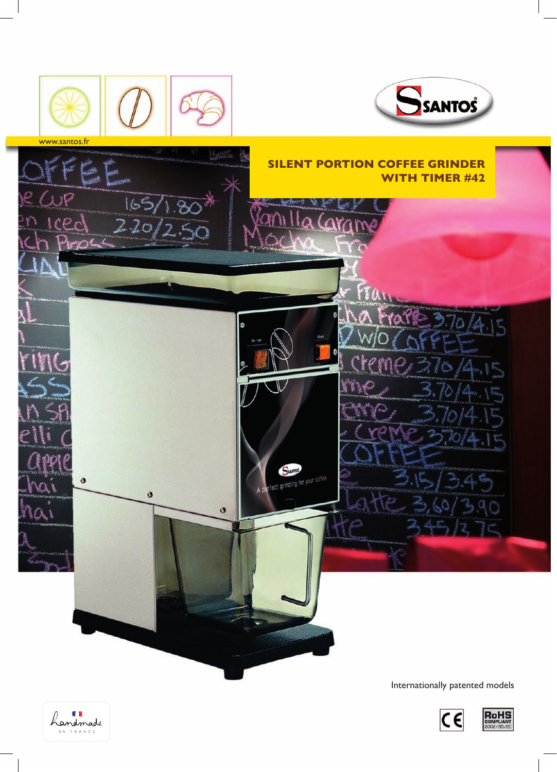www.santos.fr

# SILENT PORTION COFFEE GRINDER WITH TIMER #42

Internationally patented models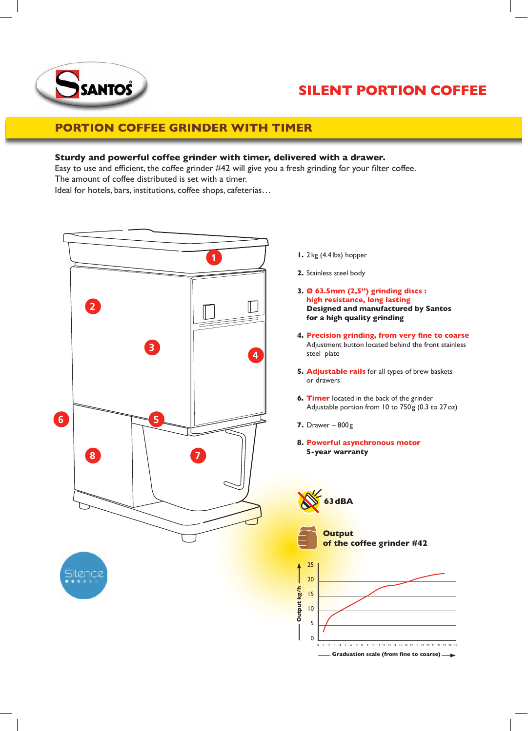# SILENT PORTION COFFEE

## PORTION COFFEE GRINDER WITH TIMER

**Sturdy and powerful coffee grinder with timer, delivered with a drawer.**
Easy to use and efficient, the coffee grinder #42 will give you a fresh grinding for your filter coffee.
The amount of coffee distributed is set with a timer.
Ideal for hotels, bars, institutions, coffee shops, cafeterias…

1. 2 kg (4.4 lbs) hopper
2. Stainless steel body
3. **Ø 63.5mm (2,5") grinding discs : high resistance, long lasting**
   **Designed and manufactured by Santos for a high quality grinding**
4. **Precision grinding, from very fine to coarse**
   Adjustment button located behind the front stainless steel plate
5. **Adjustable rails** for all types of brew baskets or drawers
6. **Timer** located in the back of the grinder
   Adjustable portion from 10 to 750 g (0.3 to 27 oz)
7. Drawer – 800 g
8. **Powerful asynchronous motor**
   **5-year warranty**

**63 dBA**

**Output of the coffee grinder #42**

Output kg/h (0–25) vs. Graduation scale (from fine to coarse) (0–25)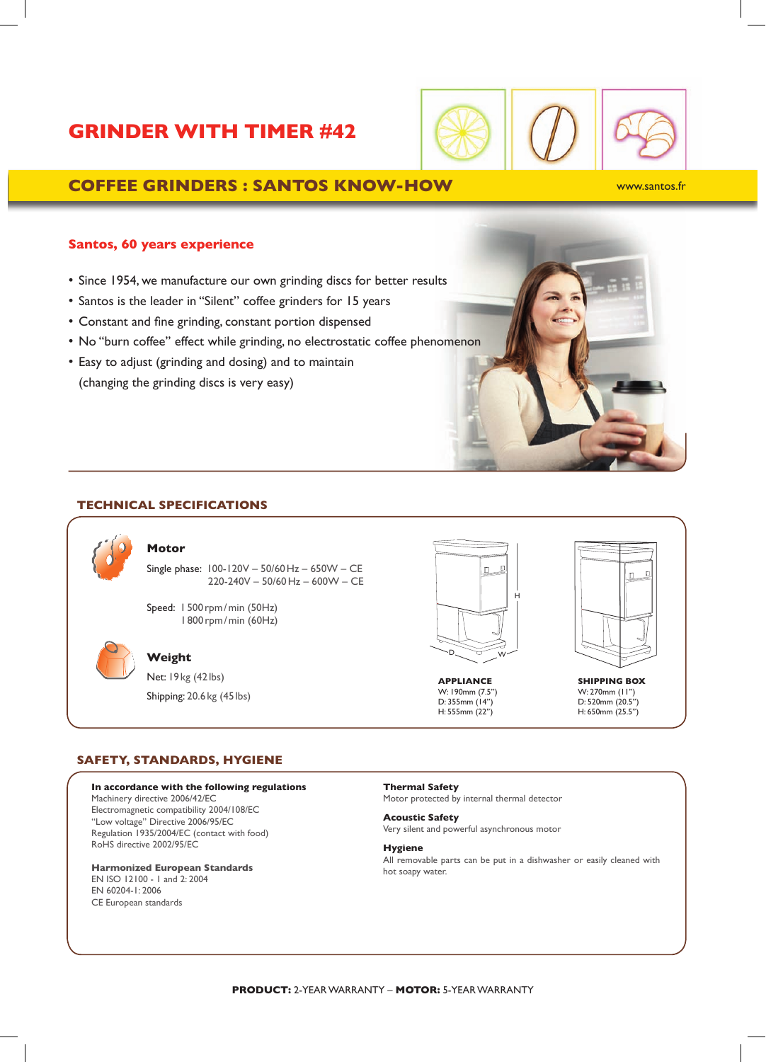# GRINDER WITH TIMER #42

## COFFEE GRINDERS : SANTOS KNOW-HOW

www.santos.fr

### Santos, 60 years experience

- Since 1954, we manufacture our own grinding discs for better results
- Santos is the leader in "Silent" coffee grinders for 15 years
- Constant and fine grinding, constant portion dispensed
- No "burn coffee" effect while grinding, no electrostatic coffee phenomenon
- Easy to adjust (grinding and dosing) and to maintain (changing the grinding discs is very easy)

## TECHNICAL SPECIFICATIONS

### Motor

Single phase: 100-120V – 50/60 Hz – 650W – CE
220-240V – 50/60 Hz – 600W – CE

Speed: 1 500 rpm / min (50Hz)
1 800 rpm / min (60Hz)

### Weight

Net: 19 kg (42 lbs)

Shipping: 20.6 kg (45 lbs)

**APPLIANCE**
W: 190mm (7.5")
D: 355mm (14")
H: 555mm (22")

**SHIPPING BOX**
W: 270mm (11")
D: 520mm (20.5")
H: 650mm (25.5")

## SAFETY, STANDARDS, HYGIENE

**In accordance with the following regulations**
Machinery directive 2006/42/EC
Electromagnetic compatibility 2004/108/EC
"Low voltage" Directive 2006/95/EC
Regulation 1935/2004/EC (contact with food)
RoHS directive 2002/95/EC

**Harmonized European Standards**
EN ISO 12100 - 1 and 2: 2004
EN 60204-1: 2006
CE European standards

**Thermal Safety**
Motor protected by internal thermal detector

**Acoustic Safety**
Very silent and powerful asynchronous motor

**Hygiene**
All removable parts can be put in a dishwasher or easily cleaned with hot soapy water.

**PRODUCT:** 2-YEAR WARRANTY – **MOTOR:** 5-YEAR WARRANTY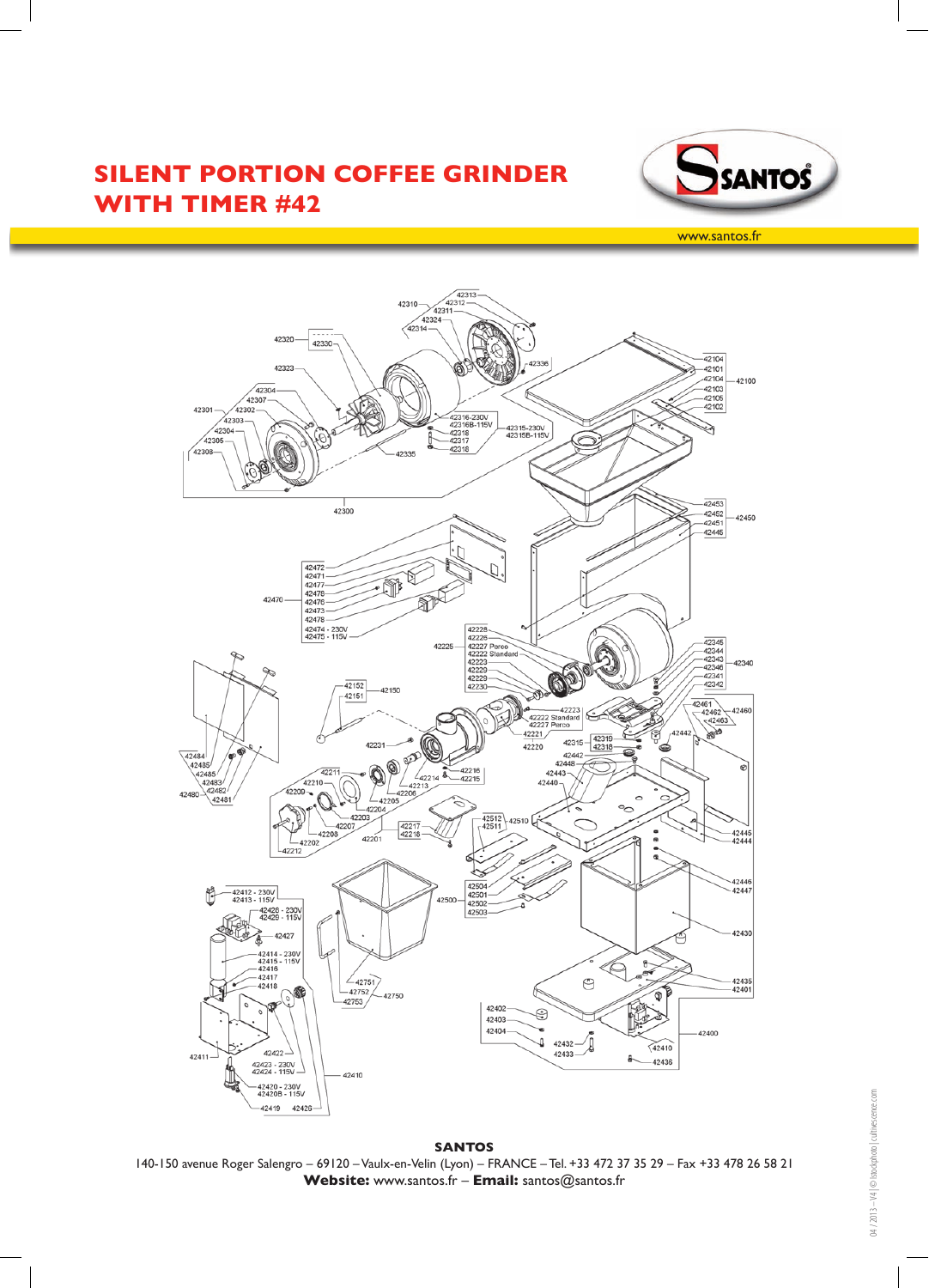# SILENT PORTION COFFEE GRINDER WITH TIMER #42

SANTOS

www.santos.fr

42313
42312
42310
42311
42324
42314
42320
42330
42336
42323
42304
42307
42301
42302
42303
42304
42305
42308
42316-230V
42316B-115V
42318
42317
42318
42315-230V
42315B-115V
42335
42300
42104
42101
42104
42100
42103
42105
42102
42453
42452
42450
42451
42445
42472
42471
42477
42476
42470
42476
42473
42478
42474 - 230V
42475 - 115V
42228
42226
42225
42227 Perco
42222 Standard
42223
42229
42229
42230
42345
42344
42343
42340
42346
42341
42342
42152
42151
42150
42223
42222 Standard
42227 Perco
42221
42220
42461
42462
42460
42463
42442
42231
42315
42319
42318
42442
42448
42443
42440
42484
42485
42485
42483
42480
42482
42481
42211
42210
42209
42216
42215
42214
42213
42206
42205
42204
42203
42207
42208
42202
42212
42201
42217
42218
42512
42511
42510
42445
42444
42446
42447
42412 - 230V
42413 - 115V
42428 - 230V
42429 - 115V
42427
42414 - 230V
42415 - 115V
42416
42417
42418
42504
42501
42500
42502
42503
42430
42751
42752
42750
42753
42435
42401
42402
42403
42404
42400
42432
42433
42410
42436
42411
42422
42423 - 230V
42424 - 115V
42420 - 230V
42420B - 115V
42419
42426
42410

**SANTOS**

140-150 avenue Roger Salengro – 69120 – Vaulx-en-Velin (Lyon) – FRANCE – Tel. +33 472 37 35 29 – Fax +33 478 26 58 21

**Website:** www.santos.fr – **Email:** santos@santos.fr

04 / 2013 – V4 | © istockphoto | cultivescence.com